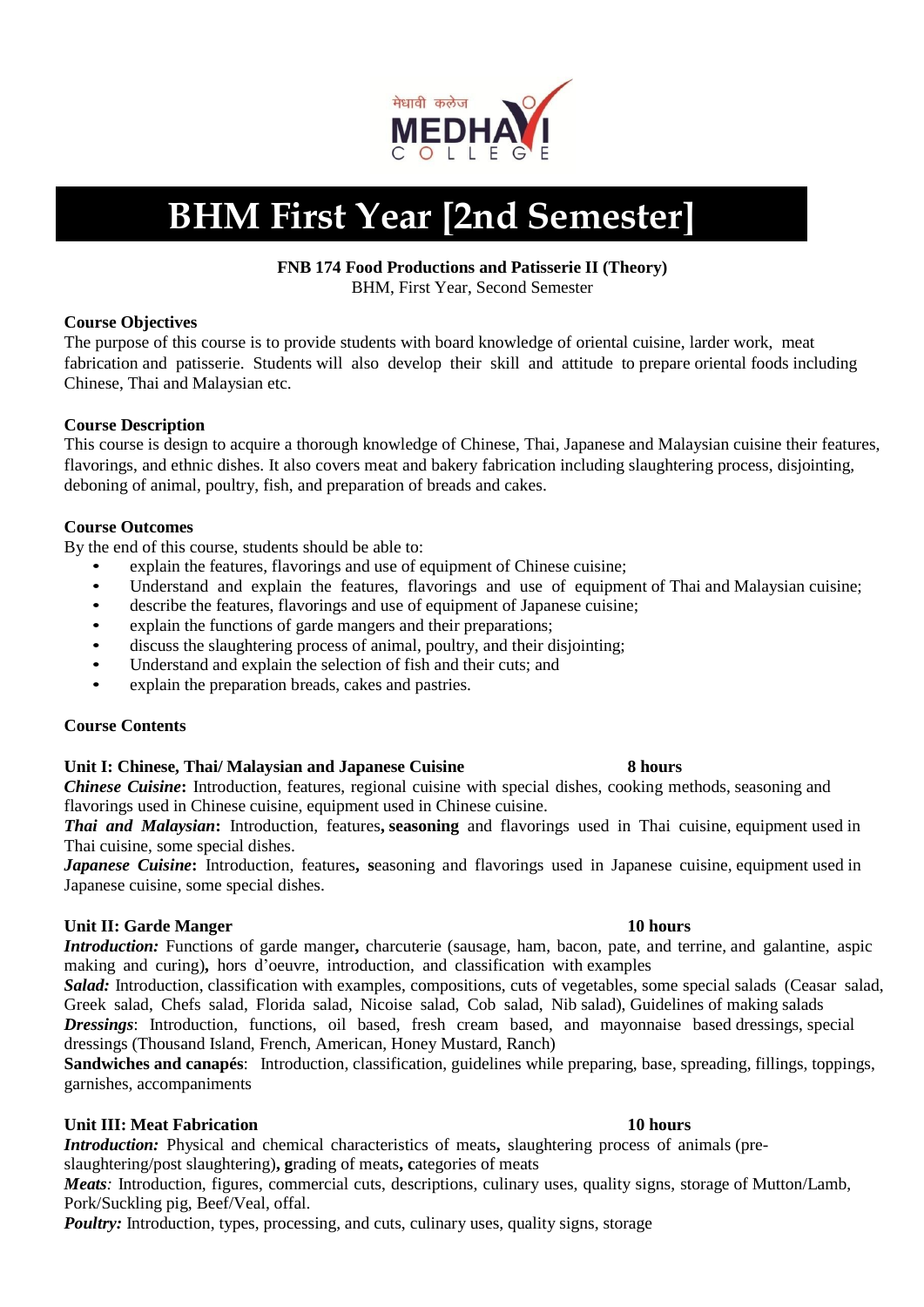मेधावी कलेज
MEDHAVI COLLEGE

# BHM First Year [2nd Semester]

**FNB 174 Food Productions and Patisserie II (Theory)**
BHM, First Year, Second Semester

**Course Objectives**

The purpose of this course is to provide students with board knowledge of oriental cuisine, larder work, meat fabrication and patisserie. Students will also develop their skill and attitude to prepare oriental foods including Chinese, Thai and Malaysian etc.

**Course Description**

This course is design to acquire a thorough knowledge of Chinese, Thai, Japanese and Malaysian cuisine their features, flavorings, and ethnic dishes. It also covers meat and bakery fabrication including slaughtering process, disjointing, deboning of animal, poultry, fish, and preparation of breads and cakes.

**Course Outcomes**

By the end of this course, students should be able to:

- explain the features, flavorings and use of equipment of Chinese cuisine;
- Understand and explain the features, flavorings and use of equipment of Thai and Malaysian cuisine;
- describe the features, flavorings and use of equipment of Japanese cuisine;
- explain the functions of garde mangers and their preparations;
- discuss the slaughtering process of animal, poultry, and their disjointing;
- Understand and explain the selection of fish and their cuts; and
- explain the preparation breads, cakes and pastries.

**Course Contents**

**Unit I: Chinese, Thai/ Malaysian and Japanese Cuisine** **8 hours**

***Chinese Cuisine*:** Introduction, features, regional cuisine with special dishes, cooking methods, seasoning and flavorings used in Chinese cuisine, equipment used in Chinese cuisine.

***Thai and Malaysian*:** Introduction, features**, seasoning** and flavorings used in Thai cuisine, equipment used in Thai cuisine, some special dishes.

***Japanese Cuisine*:** Introduction, features**, s**easoning and flavorings used in Japanese cuisine, equipment used in Japanese cuisine, some special dishes.

**Unit II: Garde Manger** **10 hours**

***Introduction:*** Functions of garde manger**,** charcuterie (sausage, ham, bacon, pate, and terrine, and galantine, aspic making and curing)**,** hors d'oeuvre, introduction, and classification with examples

***Salad:*** Introduction, classification with examples, compositions, cuts of vegetables, some special salads (Ceasar salad, Greek salad, Chefs salad, Florida salad, Nicoise salad, Cob salad, Nib salad), Guidelines of making salads

***Dressings***: Introduction, functions, oil based, fresh cream based, and mayonnaise based dressings, special dressings (Thousand Island, French, American, Honey Mustard, Ranch)

**Sandwiches and canapés**: Introduction, classification, guidelines while preparing, base, spreading, fillings, toppings, garnishes, accompaniments

**Unit III: Meat Fabrication** **10 hours**

***Introduction:*** Physical and chemical characteristics of meats**,** slaughtering process of animals (pre-slaughtering/post slaughtering)**, g**rading of meats**, c**ategories of meats

***Meats**:* Introduction, figures, commercial cuts, descriptions, culinary uses, quality signs, storage of Mutton/Lamb, Pork/Suckling pig, Beef/Veal, offal.

***Poultry:*** Introduction, types, processing, and cuts, culinary uses, quality signs, storage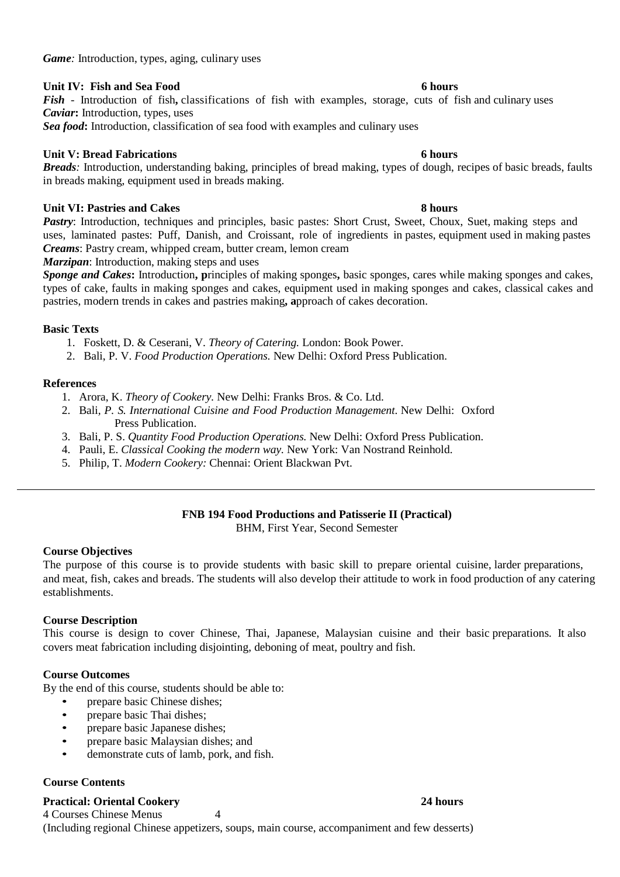***Game**:* Introduction, types, aging, culinary uses

**Unit IV: Fish and Sea Food** **6 hours**

***Fish*** - Introduction of fish**,** classifications of fish with examples, storage, cuts of fish and culinary uses
***Caviar*:** Introduction, types, uses
***Sea food*:** Introduction, classification of sea food with examples and culinary uses

**Unit V: Bread Fabrications** **6 hours**

***Breads**:* Introduction, understanding baking, principles of bread making, types of dough, recipes of basic breads, faults in breads making, equipment used in breads making.

**Unit VI: Pastries and Cakes** **8 hours**

***Pastry***: Introduction, techniques and principles, basic pastes: Short Crust, Sweet, Choux, Suet, making steps and uses, laminated pastes: Puff, Danish, and Croissant, role of ingredients in pastes, equipment used in making pastes
***Creams***: Pastry cream, whipped cream, butter cream, lemon cream
***Marzipan***: Introduction, making steps and uses
***Sponge and Cakes*:** Introduction**, p**rinciples of making sponges**,** basic sponges, cares while making sponges and cakes, types of cake, faults in making sponges and cakes, equipment used in making sponges and cakes, classical cakes and pastries, modern trends in cakes and pastries making**, a**pproach of cakes decoration.

**Basic Texts**

1. Foskett, D. & Ceserani, V. *Theory of Catering.* London: Book Power.
2. Bali, P. V. *Food Production Operations.* New Delhi: Oxford Press Publication.

**References**

1. Arora, K. *Theory of Cookery.* New Delhi: Franks Bros. & Co. Ltd.
2. Bali, *P. S. International Cuisine and Food Production Management*. New Delhi: Oxford Press Publication.
3. Bali, P. S. *Quantity Food Production Operations.* New Delhi: Oxford Press Publication.
4. Pauli, E. *Classical Cooking the modern way.* New York: Van Nostrand Reinhold.
5. Philip, T. *Modern Cookery:* Chennai: Orient Blackwan Pvt.

---

## FNB 194 Food Productions and Patisserie II (Practical)

BHM, First Year, Second Semester

**Course Objectives**

The purpose of this course is to provide students with basic skill to prepare oriental cuisine, larder preparations, and meat, fish, cakes and breads. The students will also develop their attitude to work in food production of any catering establishments.

**Course Description**

This course is design to cover Chinese, Thai, Japanese, Malaysian cuisine and their basic preparations. It also covers meat fabrication including disjointing, deboning of meat, poultry and fish.

**Course Outcomes**

By the end of this course, students should be able to:

- prepare basic Chinese dishes;
- prepare basic Thai dishes;
- prepare basic Japanese dishes;
- prepare basic Malaysian dishes; and
- demonstrate cuts of lamb, pork, and fish.

**Course Contents**

**Practical: Oriental Cookery** **24 hours**

4 Courses Chinese Menus 4
(Including regional Chinese appetizers, soups, main course, accompaniment and few desserts)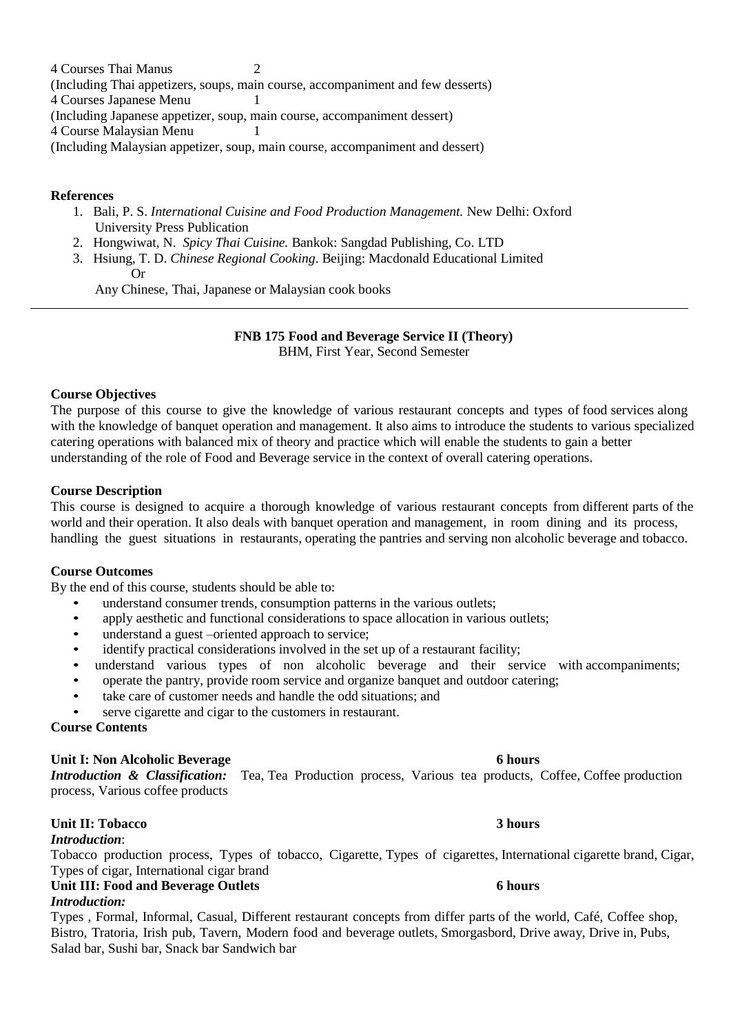4 Courses Thai Manus 2
(Including Thai appetizers, soups, main course, accompaniment and few desserts)
4 Courses Japanese Menu 1
(Including Japanese appetizer, soup, main course, accompaniment dessert)
4 Course Malaysian Menu 1
(Including Malaysian appetizer, soup, main course, accompaniment and dessert)

**References**

1. Bali, P. S. *International Cuisine and Food Production Management.* New Delhi: Oxford University Press Publication
2. Hongwiwat, N. *Spicy Thai Cuisine.* Bankok: Sangdad Publishing, Co. LTD
3. Hsiung, T. D. *Chinese Regional Cooking*. Beijing: Macdonald Educational Limited
   Or
   Any Chinese, Thai, Japanese or Malaysian cook books

---

**FNB 175 Food and Beverage Service II (Theory)**
BHM, First Year, Second Semester

**Course Objectives**

The purpose of this course to give the knowledge of various restaurant concepts and types of food services along with the knowledge of banquet operation and management. It also aims to introduce the students to various specialized catering operations with balanced mix of theory and practice which will enable the students to gain a better understanding of the role of Food and Beverage service in the context of overall catering operations.

**Course Description**

This course is designed to acquire a thorough knowledge of various restaurant concepts from different parts of the world and their operation. It also deals with banquet operation and management, in room dining and its process, handling the guest situations in restaurants, operating the pantries and serving non alcoholic beverage and tobacco.

**Course Outcomes**

By the end of this course, students should be able to:

- understand consumer trends, consumption patterns in the various outlets;
- apply aesthetic and functional considerations to space allocation in various outlets;
- understand a guest –oriented approach to service;
- identify practical considerations involved in the set up of a restaurant facility;
- understand various types of non alcoholic beverage and their service with accompaniments;
- operate the pantry, provide room service and organize banquet and outdoor catering;
- take care of customer needs and handle the odd situations; and
- serve cigarette and cigar to the customers in restaurant.

**Course Contents**

**Unit I: Non Alcoholic Beverage** **6 hours**

***Introduction & Classification:*** Tea, Tea Production process, Various tea products, Coffee, Coffee production process, Various coffee products

**Unit II: Tobacco** **3 hours**

***Introduction***:

Tobacco production process, Types of tobacco, Cigarette, Types of cigarettes, International cigarette brand, Cigar, Types of cigar, International cigar brand

**Unit III: Food and Beverage Outlets** **6 hours**

***Introduction:***

Types , Formal, Informal, Casual, Different restaurant concepts from differ parts of the world, Café, Coffee shop, Bistro, Tratoria, Irish pub, Tavern, Modern food and beverage outlets, Smorgasbord, Drive away, Drive in, Pubs, Salad bar, Sushi bar, Snack bar Sandwich bar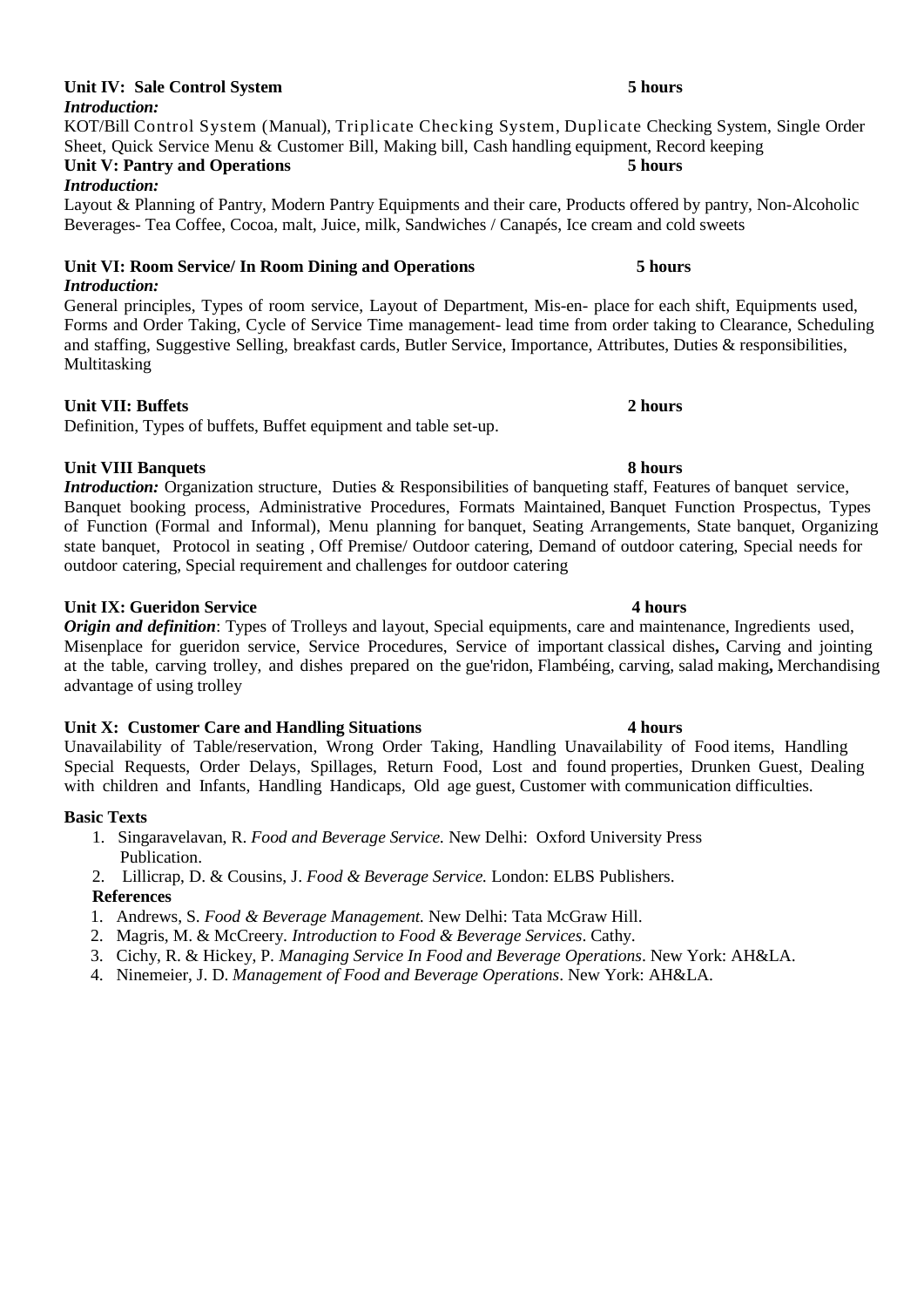**Unit IV: Sale Control System** **5 hours**

***Introduction:***

KOT/Bill Control System (Manual), Triplicate Checking System, Duplicate Checking System, Single Order Sheet, Quick Service Menu & Customer Bill, Making bill, Cash handling equipment, Record keeping

**Unit V: Pantry and Operations** **5 hours**

***Introduction:***

Layout & Planning of Pantry, Modern Pantry Equipments and their care, Products offered by pantry, Non-Alcoholic Beverages- Tea Coffee, Cocoa, malt, Juice, milk, Sandwiches / Canapés, Ice cream and cold sweets

**Unit VI: Room Service/ In Room Dining and Operations** **5 hours**

***Introduction:***

General principles, Types of room service, Layout of Department, Mis-en- place for each shift, Equipments used, Forms and Order Taking, Cycle of Service Time management- lead time from order taking to Clearance, Scheduling and staffing, Suggestive Selling, breakfast cards, Butler Service, Importance, Attributes, Duties & responsibilities, Multitasking

**Unit VII: Buffets** **2 hours**

Definition, Types of buffets, Buffet equipment and table set-up.

**Unit VIII Banquets** **8 hours**

***Introduction:*** Organization structure, Duties & Responsibilities of banqueting staff, Features of banquet service, Banquet booking process, Administrative Procedures, Formats Maintained, Banquet Function Prospectus, Types of Function (Formal and Informal), Menu planning for banquet, Seating Arrangements, State banquet, Organizing state banquet, Protocol in seating , Off Premise/ Outdoor catering, Demand of outdoor catering, Special needs for outdoor catering, Special requirement and challenges for outdoor catering

**Unit IX: Gueridon Service** **4 hours**

***Origin and definition***: Types of Trolleys and layout, Special equipments, care and maintenance, Ingredients used, Misenplace for gueridon service, Service Procedures, Service of important classical dishes**,** Carving and jointing at the table, carving trolley, and dishes prepared on the gue'ridon, Flambéing, carving, salad making**,** Merchandising advantage of using trolley

**Unit X: Customer Care and Handling Situations** **4 hours**

Unavailability of Table/reservation, Wrong Order Taking, Handling Unavailability of Food items, Handling Special Requests, Order Delays, Spillages, Return Food, Lost and found properties, Drunken Guest, Dealing with children and Infants, Handling Handicaps, Old age guest, Customer with communication difficulties.

**Basic Texts**

1. Singaravelavan, R. *Food and Beverage Service.* New Delhi: Oxford University Press Publication.
2. Lillicrap, D. & Cousins, J. *Food & Beverage Service.* London: ELBS Publishers.

**References**

1. Andrews, S. *Food & Beverage Management.* New Delhi: Tata McGraw Hill.
2. Magris, M. & McCreery. *Introduction to Food & Beverage Services*. Cathy.
3. Cichy, R. & Hickey, P. *Managing Service In Food and Beverage Operations*. New York: AH&LA.
4. Ninemeier, J. D. *Management of Food and Beverage Operations*. New York: AH&LA.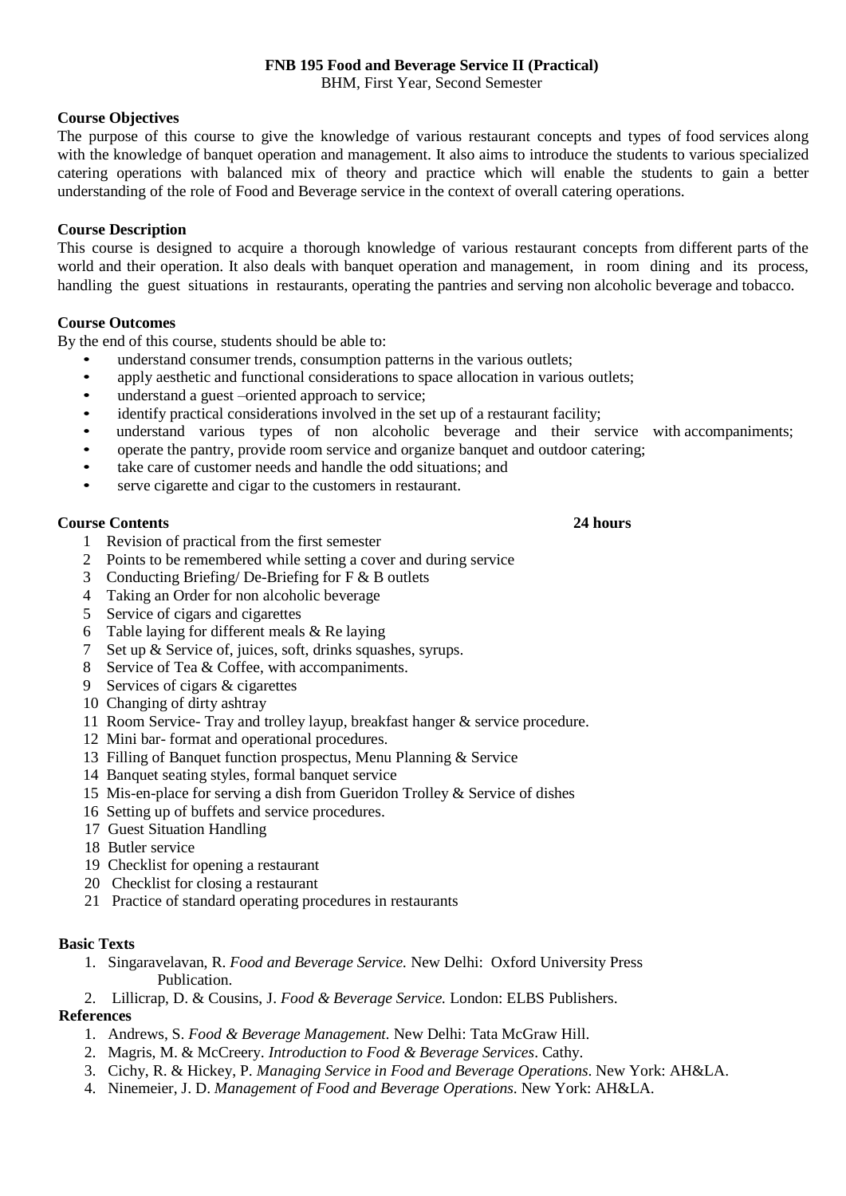**FNB 195 Food and Beverage Service II (Practical)**
BHM, First Year, Second Semester

**Course Objectives**

The purpose of this course to give the knowledge of various restaurant concepts and types of food services along with the knowledge of banquet operation and management. It also aims to introduce the students to various specialized catering operations with balanced mix of theory and practice which will enable the students to gain a better understanding of the role of Food and Beverage service in the context of overall catering operations.

**Course Description**

This course is designed to acquire a thorough knowledge of various restaurant concepts from different parts of the world and their operation. It also deals with banquet operation and management, in room dining and its process, handling the guest situations in restaurants, operating the pantries and serving non alcoholic beverage and tobacco.

**Course Outcomes**

By the end of this course, students should be able to:

- understand consumer trends, consumption patterns in the various outlets;
- apply aesthetic and functional considerations to space allocation in various outlets;
- understand a guest –oriented approach to service;
- identify practical considerations involved in the set up of a restaurant facility;
- understand various types of non alcoholic beverage and their service with accompaniments;
- operate the pantry, provide room service and organize banquet and outdoor catering;
- take care of customer needs and handle the odd situations; and
- serve cigarette and cigar to the customers in restaurant.

**Course Contents** **24 hours**

1. Revision of practical from the first semester
2. Points to be remembered while setting a cover and during service
3. Conducting Briefing/ De-Briefing for F & B outlets
4. Taking an Order for non alcoholic beverage
5. Service of cigars and cigarettes
6. Table laying for different meals & Re laying
7. Set up & Service of, juices, soft, drinks squashes, syrups.
8. Service of Tea & Coffee, with accompaniments.
9. Services of cigars & cigarettes
10. Changing of dirty ashtray
11. Room Service- Tray and trolley layup, breakfast hanger & service procedure.
12. Mini bar- format and operational procedures.
13. Filling of Banquet function prospectus, Menu Planning & Service
14. Banquet seating styles, formal banquet service
15. Mis-en-place for serving a dish from Gueridon Trolley & Service of dishes
16. Setting up of buffets and service procedures.
17. Guest Situation Handling
18. Butler service
19. Checklist for opening a restaurant
20. Checklist for closing a restaurant
21. Practice of standard operating procedures in restaurants

**Basic Texts**

1. Singaravelavan, R. *Food and Beverage Service.* New Delhi: Oxford University Press Publication.
2. Lillicrap, D. & Cousins, J. *Food & Beverage Service.* London: ELBS Publishers.

**References**

1. Andrews, S. *Food & Beverage Management*. New Delhi: Tata McGraw Hill.
2. Magris, M. & McCreery. *Introduction to Food & Beverage Services*. Cathy.
3. Cichy, R. & Hickey, P. *Managing Service in Food and Beverage Operations*. New York: AH&LA.
4. Ninemeier, J. D. *Management of Food and Beverage Operations*. New York: AH&LA.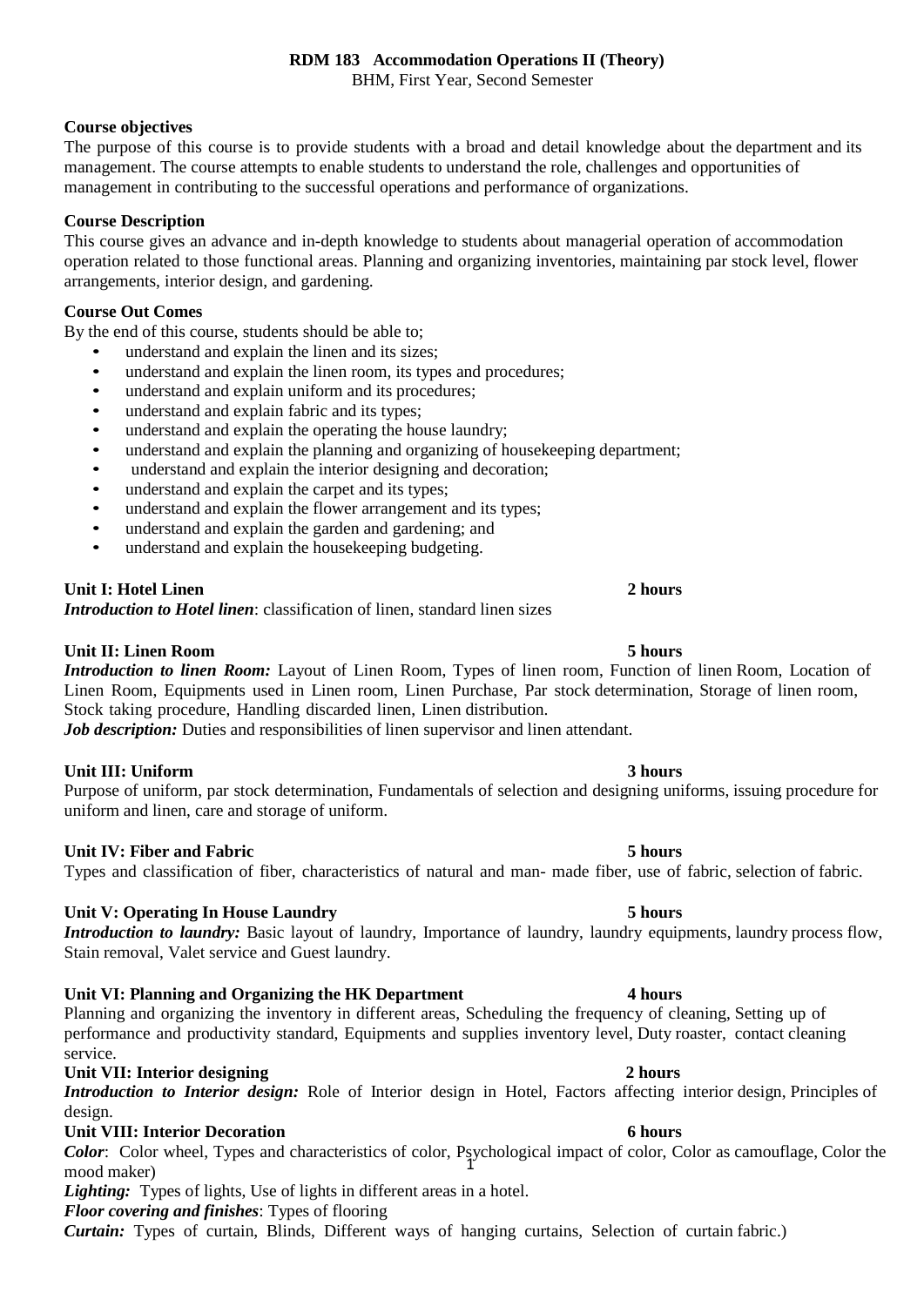**RDM 183 Accommodation Operations II (Theory)**
BHM, First Year, Second Semester

**Course objectives**
The purpose of this course is to provide students with a broad and detail knowledge about the department and its management. The course attempts to enable students to understand the role, challenges and opportunities of management in contributing to the successful operations and performance of organizations.

**Course Description**
This course gives an advance and in-depth knowledge to students about managerial operation of accommodation operation related to those functional areas. Planning and organizing inventories, maintaining par stock level, flower arrangements, interior design, and gardening.

**Course Out Comes**
By the end of this course, students should be able to;

- understand and explain the linen and its sizes;
- understand and explain the linen room, its types and procedures;
- understand and explain uniform and its procedures;
- understand and explain fabric and its types;
- understand and explain the operating the house laundry;
- understand and explain the planning and organizing of housekeeping department;
- understand and explain the interior designing and decoration;
- understand and explain the carpet and its types;
- understand and explain the flower arrangement and its types;
- understand and explain the garden and gardening; and
- understand and explain the housekeeping budgeting.

**Unit I: Hotel Linen** **2 hours**
***Introduction to Hotel linen***: classification of linen, standard linen sizes

**Unit II: Linen Room** **5 hours**
***Introduction to linen Room:*** Layout of Linen Room, Types of linen room, Function of linen Room, Location of Linen Room, Equipments used in Linen room, Linen Purchase, Par stock determination, Storage of linen room, Stock taking procedure, Handling discarded linen, Linen distribution.
***Job description:*** Duties and responsibilities of linen supervisor and linen attendant.

**Unit III: Uniform** **3 hours**
Purpose of uniform, par stock determination, Fundamentals of selection and designing uniforms, issuing procedure for uniform and linen, care and storage of uniform.

**Unit IV: Fiber and Fabric** **5 hours**
Types and classification of fiber, characteristics of natural and man- made fiber, use of fabric, selection of fabric.

**Unit V: Operating In House Laundry** **5 hours**
***Introduction to laundry:*** Basic layout of laundry, Importance of laundry, laundry equipments, laundry process flow, Stain removal, Valet service and Guest laundry.

**Unit VI: Planning and Organizing the HK Department** **4 hours**
Planning and organizing the inventory in different areas, Scheduling the frequency of cleaning, Setting up of performance and productivity standard, Equipments and supplies inventory level, Duty roaster, contact cleaning service.

**Unit VII: Interior designing** **2 hours**
***Introduction to Interior design:*** Role of Interior design in Hotel, Factors affecting interior design, Principles of design.

**Unit VIII: Interior Decoration** **6 hours**
***Color***: Color wheel, Types and characteristics of color, Psychological impact of color, Color as camouflage, Color the mood maker)
***Lighting:*** Types of lights, Use of lights in different areas in a hotel.
***Floor covering and finishes***: Types of flooring
***Curtain:*** Types of curtain, Blinds, Different ways of hanging curtains, Selection of curtain fabric.)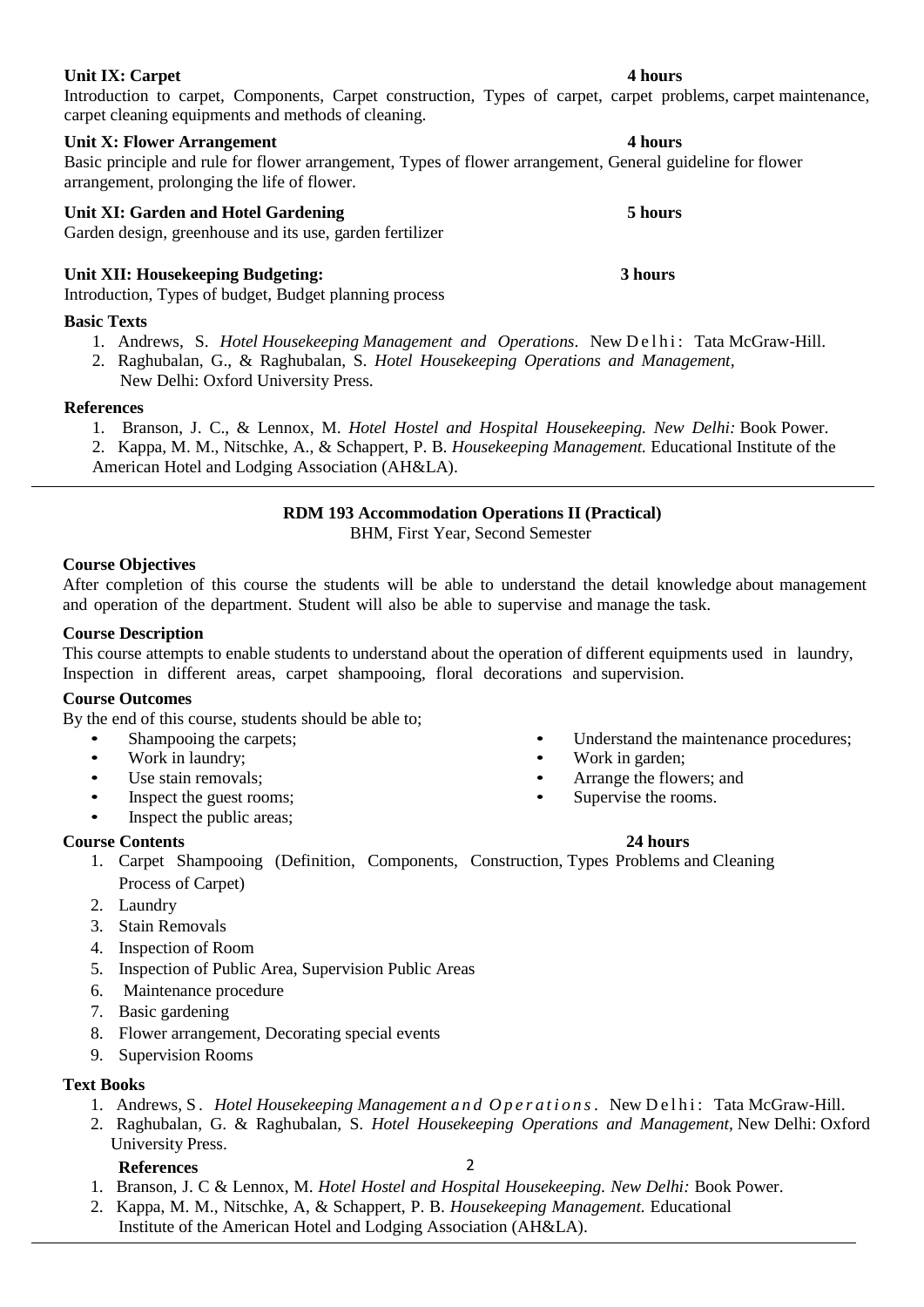**Unit IX: Carpet** **4 hours**

Introduction to carpet, Components, Carpet construction, Types of carpet, carpet problems, carpet maintenance, carpet cleaning equipments and methods of cleaning.

**Unit X: Flower Arrangement** **4 hours**

Basic principle and rule for flower arrangement, Types of flower arrangement, General guideline for flower arrangement, prolonging the life of flower.

**Unit XI: Garden and Hotel Gardening** **5 hours**

Garden design, greenhouse and its use, garden fertilizer

**Unit XII: Housekeeping Budgeting:** **3 hours**

Introduction, Types of budget, Budget planning process

**Basic Texts**

1. Andrews, S. *Hotel Housekeeping Management and Operations*. New Delhi: Tata McGraw-Hill.
2. Raghubalan, G., & Raghubalan, S. *Hotel Housekeeping Operations and Management*, New Delhi: Oxford University Press.

**References**

1. Branson, J. C., & Lennox, M. *Hotel Hostel and Hospital Housekeeping. New Delhi:* Book Power.
2. Kappa, M. M., Nitschke, A., & Schappert, P. B. *Housekeeping Management.* Educational Institute of the American Hotel and Lodging Association (AH&LA).

---

## RDM 193 Accommodation Operations II (Practical)

BHM, First Year, Second Semester

**Course Objectives**

After completion of this course the students will be able to understand the detail knowledge about management and operation of the department. Student will also be able to supervise and manage the task.

**Course Description**

This course attempts to enable students to understand about the operation of different equipments used in laundry, Inspection in different areas, carpet shampooing, floral decorations and supervision.

**Course Outcomes**

By the end of this course, students should be able to;

- Shampooing the carpets;
- Work in laundry;
- Use stain removals;
- Inspect the guest rooms;
- Inspect the public areas;
- Understand the maintenance procedures;
- Work in garden;
- Arrange the flowers; and
- Supervise the rooms.

**Course Contents** **24 hours**

1. Carpet Shampooing (Definition, Components, Construction, Types Problems and Cleaning Process of Carpet)
2. Laundry
3. Stain Removals
4. Inspection of Room
5. Inspection of Public Area, Supervision Public Areas
6. Maintenance procedure
7. Basic gardening
8. Flower arrangement, Decorating special events
9. Supervision Rooms

**Text Books**

1. Andrews, S. *Hotel Housekeeping Management and Operations*. New Delhi: Tata McGraw-Hill.
2. Raghubalan, G. & Raghubalan, S. *Hotel Housekeeping Operations and Management,* New Delhi: Oxford University Press.

**References**

1. Branson, J. C & Lennox, M. *Hotel Hostel and Hospital Housekeeping. New Delhi:* Book Power.
2. Kappa, M. M., Nitschke, A, & Schappert, P. B. *Housekeeping Management.* Educational Institute of the American Hotel and Lodging Association (AH&LA).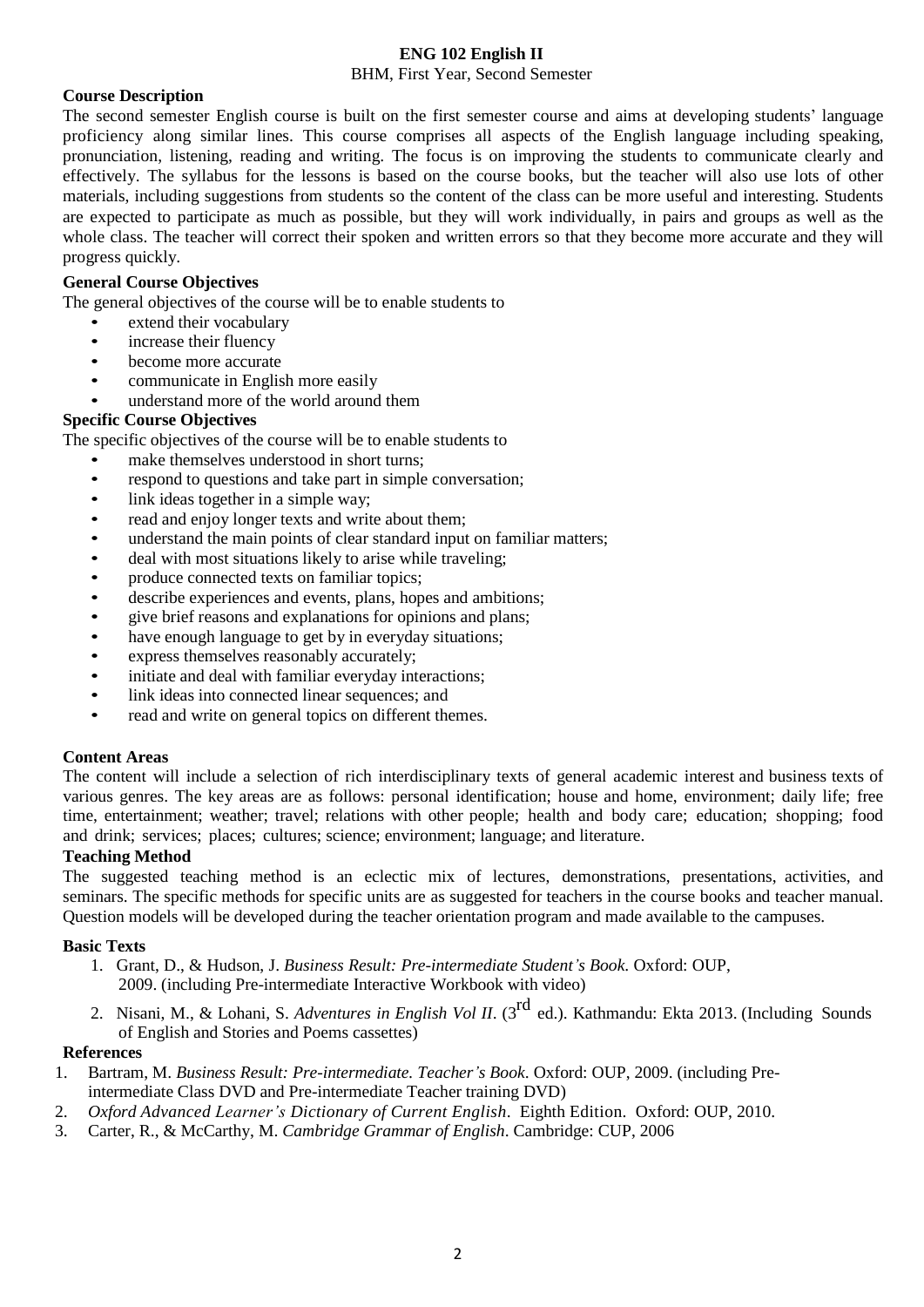# ENG 102 English II

BHM, First Year, Second Semester

## Course Description

The second semester English course is built on the first semester course and aims at developing students' language proficiency along similar lines. This course comprises all aspects of the English language including speaking, pronunciation, listening, reading and writing. The focus is on improving the students to communicate clearly and effectively. The syllabus for the lessons is based on the course books, but the teacher will also use lots of other materials, including suggestions from students so the content of the class can be more useful and interesting. Students are expected to participate as much as possible, but they will work individually, in pairs and groups as well as the whole class. The teacher will correct their spoken and written errors so that they become more accurate and they will progress quickly.

## General Course Objectives

The general objectives of the course will be to enable students to

- extend their vocabulary
- increase their fluency
- become more accurate
- communicate in English more easily
- understand more of the world around them

## Specific Course Objectives

The specific objectives of the course will be to enable students to

- make themselves understood in short turns;
- respond to questions and take part in simple conversation;
- link ideas together in a simple way;
- read and enjoy longer texts and write about them;
- understand the main points of clear standard input on familiar matters;
- deal with most situations likely to arise while traveling;
- produce connected texts on familiar topics;
- describe experiences and events, plans, hopes and ambitions;
- give brief reasons and explanations for opinions and plans;
- have enough language to get by in everyday situations;
- express themselves reasonably accurately;
- initiate and deal with familiar everyday interactions;
- link ideas into connected linear sequences; and
- read and write on general topics on different themes.

## Content Areas

The content will include a selection of rich interdisciplinary texts of general academic interest and business texts of various genres. The key areas are as follows: personal identification; house and home, environment; daily life; free time, entertainment; weather; travel; relations with other people; health and body care; education; shopping; food and drink; services; places; cultures; science; environment; language; and literature.

## Teaching Method

The suggested teaching method is an eclectic mix of lectures, demonstrations, presentations, activities, and seminars. The specific methods for specific units are as suggested for teachers in the course books and teacher manual. Question models will be developed during the teacher orientation program and made available to the campuses.

## Basic Texts

1. Grant, D., & Hudson, J. *Business Result: Pre-intermediate Student's Book*. Oxford: OUP, 2009. (including Pre-intermediate Interactive Workbook with video)
2. Nisani, M., & Lohani, S. *Adventures in English Vol II*. (3rd ed.). Kathmandu: Ekta 2013. (Including Sounds of English and Stories and Poems cassettes)

## References

1. Bartram, M. *Business Result: Pre-intermediate. Teacher's Book*. Oxford: OUP, 2009. (including Pre-intermediate Class DVD and Pre-intermediate Teacher training DVD)
2. *Oxford Advanced Learner's Dictionary of Current English*. Eighth Edition. Oxford: OUP, 2010.
3. Carter, R., & McCarthy, M. *Cambridge Grammar of English*. Cambridge: CUP, 2006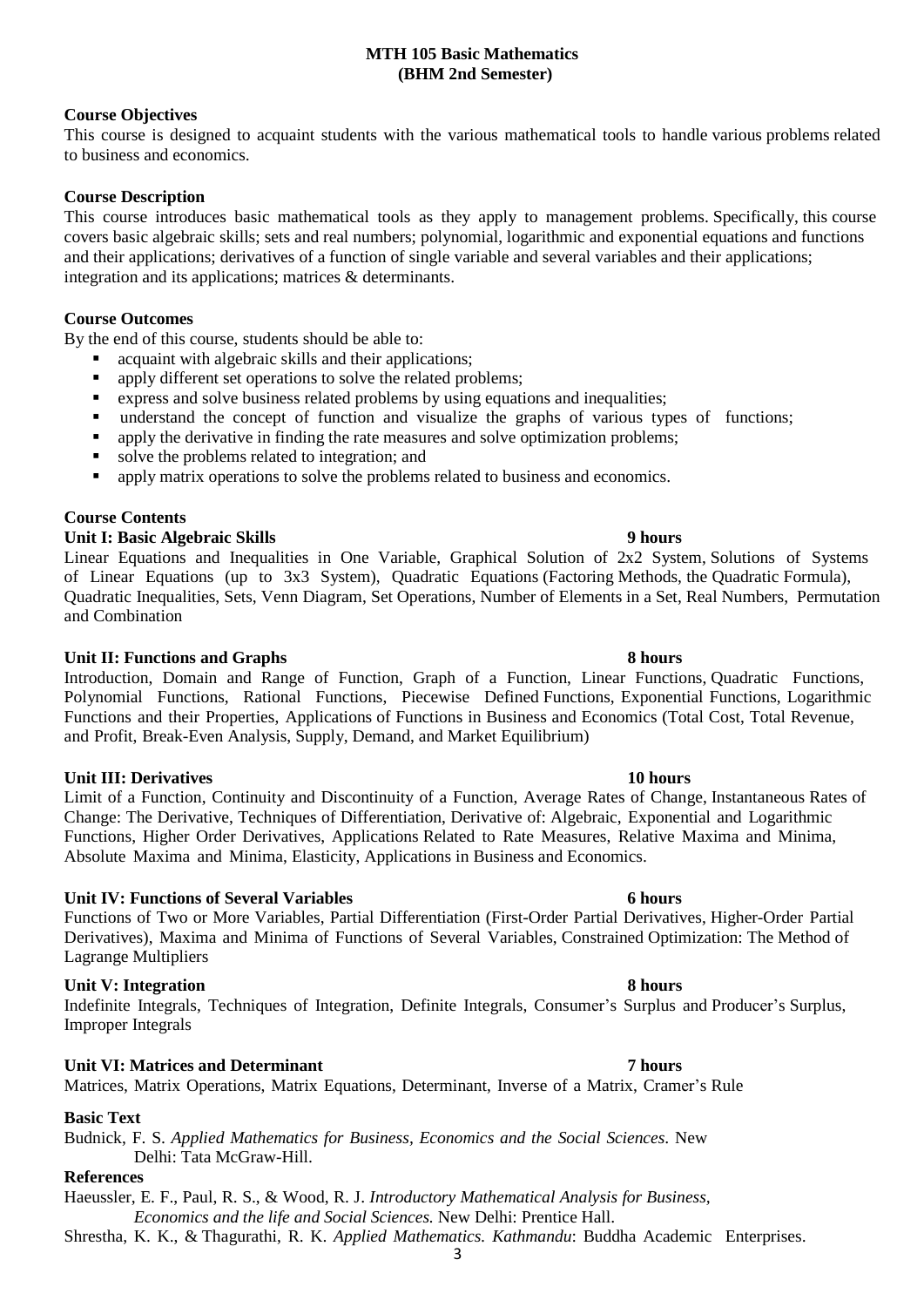# MTH 105 Basic Mathematics
## (BHM 2nd Semester)

**Course Objectives**

This course is designed to acquaint students with the various mathematical tools to handle various problems related to business and economics.

**Course Description**

This course introduces basic mathematical tools as they apply to management problems. Specifically, this course covers basic algebraic skills; sets and real numbers; polynomial, logarithmic and exponential equations and functions and their applications; derivatives of a function of single variable and several variables and their applications; integration and its applications; matrices & determinants.

**Course Outcomes**

By the end of this course, students should be able to:

- acquaint with algebraic skills and their applications;
- apply different set operations to solve the related problems;
- express and solve business related problems by using equations and inequalities;
- understand the concept of function and visualize the graphs of various types of functions;
- apply the derivative in finding the rate measures and solve optimization problems;
- solve the problems related to integration; and
- apply matrix operations to solve the problems related to business and economics.

**Course Contents**

**Unit I: Basic Algebraic Skills** **9 hours**

Linear Equations and Inequalities in One Variable, Graphical Solution of 2x2 System, Solutions of Systems of Linear Equations (up to 3x3 System), Quadratic Equations (Factoring Methods, the Quadratic Formula), Quadratic Inequalities, Sets, Venn Diagram, Set Operations, Number of Elements in a Set, Real Numbers, Permutation and Combination

**Unit II: Functions and Graphs** **8 hours**

Introduction, Domain and Range of Function, Graph of a Function, Linear Functions, Quadratic Functions, Polynomial Functions, Rational Functions, Piecewise Defined Functions, Exponential Functions, Logarithmic Functions and their Properties, Applications of Functions in Business and Economics (Total Cost, Total Revenue, and Profit, Break-Even Analysis, Supply, Demand, and Market Equilibrium)

**Unit III: Derivatives** **10 hours**

Limit of a Function, Continuity and Discontinuity of a Function, Average Rates of Change, Instantaneous Rates of Change: The Derivative, Techniques of Differentiation, Derivative of: Algebraic, Exponential and Logarithmic Functions, Higher Order Derivatives, Applications Related to Rate Measures, Relative Maxima and Minima, Absolute Maxima and Minima, Elasticity, Applications in Business and Economics.

**Unit IV: Functions of Several Variables** **6 hours**

Functions of Two or More Variables, Partial Differentiation (First-Order Partial Derivatives, Higher-Order Partial Derivatives), Maxima and Minima of Functions of Several Variables, Constrained Optimization: The Method of Lagrange Multipliers

**Unit V: Integration** **8 hours**

Indefinite Integrals, Techniques of Integration, Definite Integrals, Consumer's Surplus and Producer's Surplus, Improper Integrals

**Unit VI: Matrices and Determinant** **7 hours**

Matrices, Matrix Operations, Matrix Equations, Determinant, Inverse of a Matrix, Cramer's Rule

**Basic Text**

Budnick, F. S. *Applied Mathematics for Business, Economics and the Social Sciences*. New Delhi: Tata McGraw-Hill.

**References**

Haeussler, E. F., Paul, R. S., & Wood, R. J. *Introductory Mathematical Analysis for Business, Economics and the life and Social Sciences.* New Delhi: Prentice Hall.

Shrestha, K. K., & Thagurathi, R. K. *Applied Mathematics. Kathmandu*: Buddha Academic Enterprises.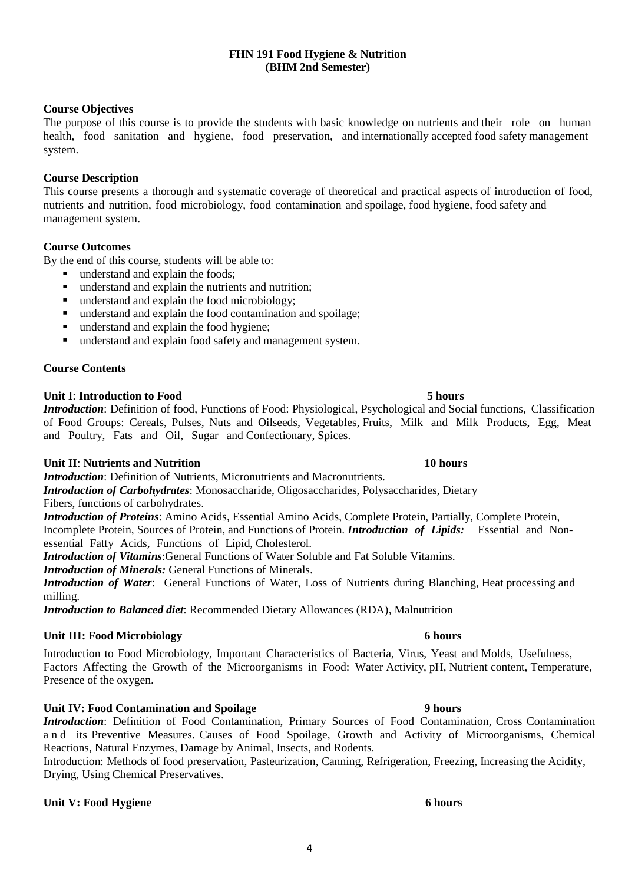**FHN 191 Food Hygiene & Nutrition**
**(BHM 2nd Semester)**

**Course Objectives**

The purpose of this course is to provide the students with basic knowledge on nutrients and their role on human health, food sanitation and hygiene, food preservation, and internationally accepted food safety management system.

**Course Description**

This course presents a thorough and systematic coverage of theoretical and practical aspects of introduction of food, nutrients and nutrition, food microbiology, food contamination and spoilage, food hygiene, food safety and management system.

**Course Outcomes**

By the end of this course, students will be able to:

- understand and explain the foods;
- understand and explain the nutrients and nutrition;
- understand and explain the food microbiology;
- understand and explain the food contamination and spoilage;
- understand and explain the food hygiene;
- understand and explain food safety and management system.

**Course Contents**

**Unit I**: **Introduction to Food** **5 hours**

***Introduction***: Definition of food, Functions of Food: Physiological, Psychological and Social functions, Classification of Food Groups: Cereals, Pulses, Nuts and Oilseeds, Vegetables, Fruits, Milk and Milk Products, Egg, Meat and Poultry, Fats and Oil, Sugar and Confectionary, Spices.

**Unit II**: **Nutrients and Nutrition** **10 hours**

***Introduction***: Definition of Nutrients, Micronutrients and Macronutrients.

***Introduction of Carbohydrates***: Monosaccharide, Oligosaccharides, Polysaccharides, Dietary Fibers, functions of carbohydrates.

***Introduction of Proteins***: Amino Acids, Essential Amino Acids, Complete Protein, Partially, Complete Protein, Incomplete Protein, Sources of Protein, and Functions of Protein. ***Introduction of Lipids:*** Essential and Non-essential Fatty Acids, Functions of Lipid, Cholesterol.

***Introduction of Vitamins***:General Functions of Water Soluble and Fat Soluble Vitamins.

***Introduction of Minerals:*** General Functions of Minerals.

***Introduction of Water***: General Functions of Water, Loss of Nutrients during Blanching, Heat processing and milling.

***Introduction to Balanced diet***: Recommended Dietary Allowances (RDA), Malnutrition

**Unit III: Food Microbiology** **6 hours**

Introduction to Food Microbiology, Important Characteristics of Bacteria, Virus, Yeast and Molds, Usefulness, Factors Affecting the Growth of the Microorganisms in Food: Water Activity, pH, Nutrient content, Temperature, Presence of the oxygen.

**Unit IV: Food Contamination and Spoilage** **9 hours**

***Introduction***: Definition of Food Contamination, Primary Sources of Food Contamination, Cross Contamination and its Preventive Measures. Causes of Food Spoilage, Growth and Activity of Microorganisms, Chemical Reactions, Natural Enzymes, Damage by Animal, Insects, and Rodents.

Introduction: Methods of food preservation, Pasteurization, Canning, Refrigeration, Freezing, Increasing the Acidity, Drying, Using Chemical Preservatives.

**Unit V: Food Hygiene** **6 hours**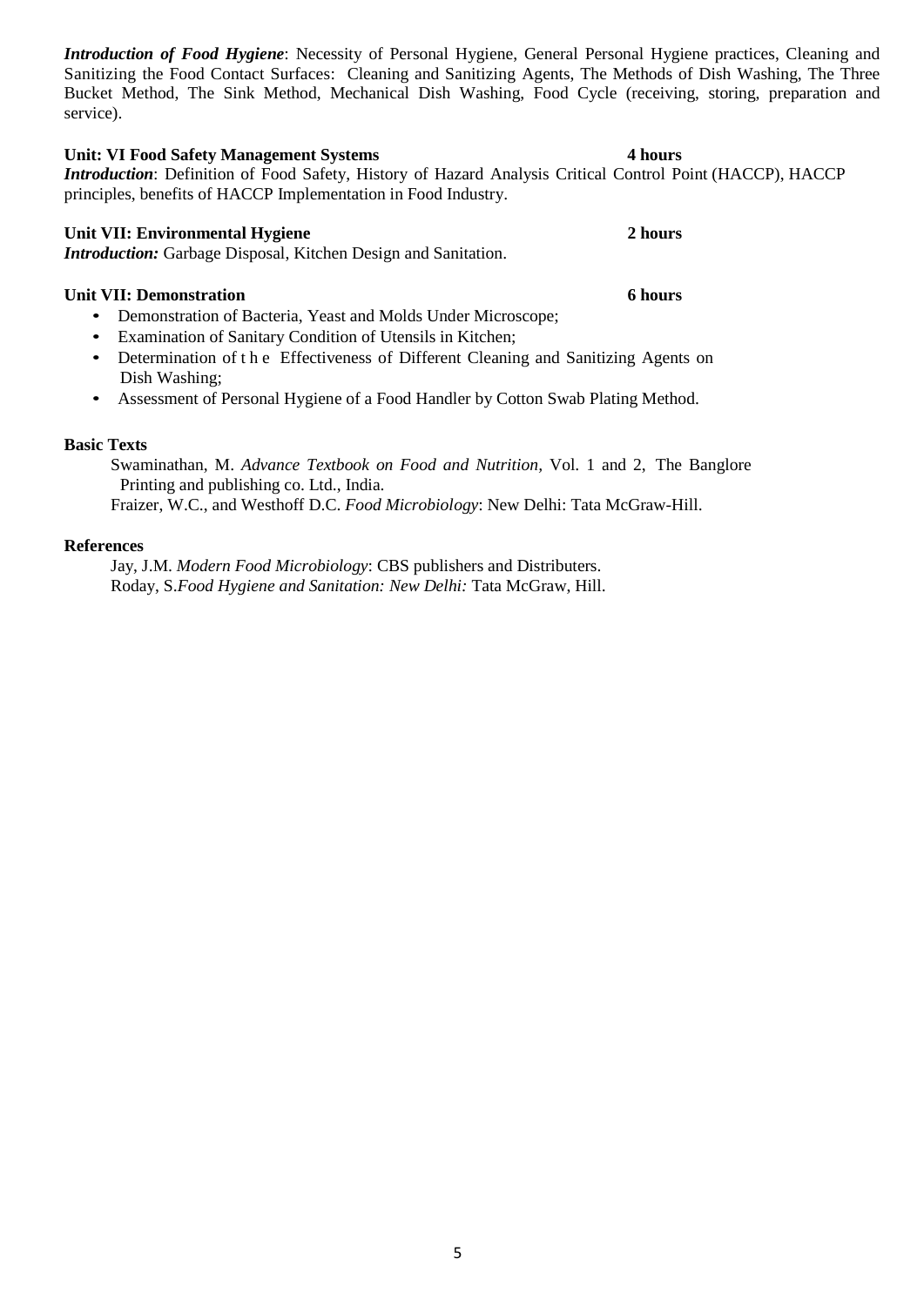***Introduction of Food Hygiene***: Necessity of Personal Hygiene, General Personal Hygiene practices, Cleaning and Sanitizing the Food Contact Surfaces: Cleaning and Sanitizing Agents, The Methods of Dish Washing, The Three Bucket Method, The Sink Method, Mechanical Dish Washing, Food Cycle (receiving, storing, preparation and service).

**Unit: VI Food Safety Management Systems** **4 hours**

***Introduction***: Definition of Food Safety, History of Hazard Analysis Critical Control Point (HACCP), HACCP principles, benefits of HACCP Implementation in Food Industry.

**Unit VII: Environmental Hygiene** **2 hours**

***Introduction:*** Garbage Disposal, Kitchen Design and Sanitation.

**Unit VII: Demonstration** **6 hours**

- Demonstration of Bacteria, Yeast and Molds Under Microscope;
- Examination of Sanitary Condition of Utensils in Kitchen;
- Determination of the Effectiveness of Different Cleaning and Sanitizing Agents on Dish Washing;
- Assessment of Personal Hygiene of a Food Handler by Cotton Swab Plating Method.

**Basic Texts**

Swaminathan, M. *Advance Textbook on Food and Nutrition*, Vol. 1 and 2, The Banglore Printing and publishing co. Ltd., India.

Fraizer, W.C., and Westhoff D.C. *Food Microbiology*: New Delhi: Tata McGraw-Hill.

**References**

Jay, J.M. *Modern Food Microbiology*: CBS publishers and Distributers.

Roday, S.*Food Hygiene and Sanitation: New Delhi:* Tata McGraw, Hill.